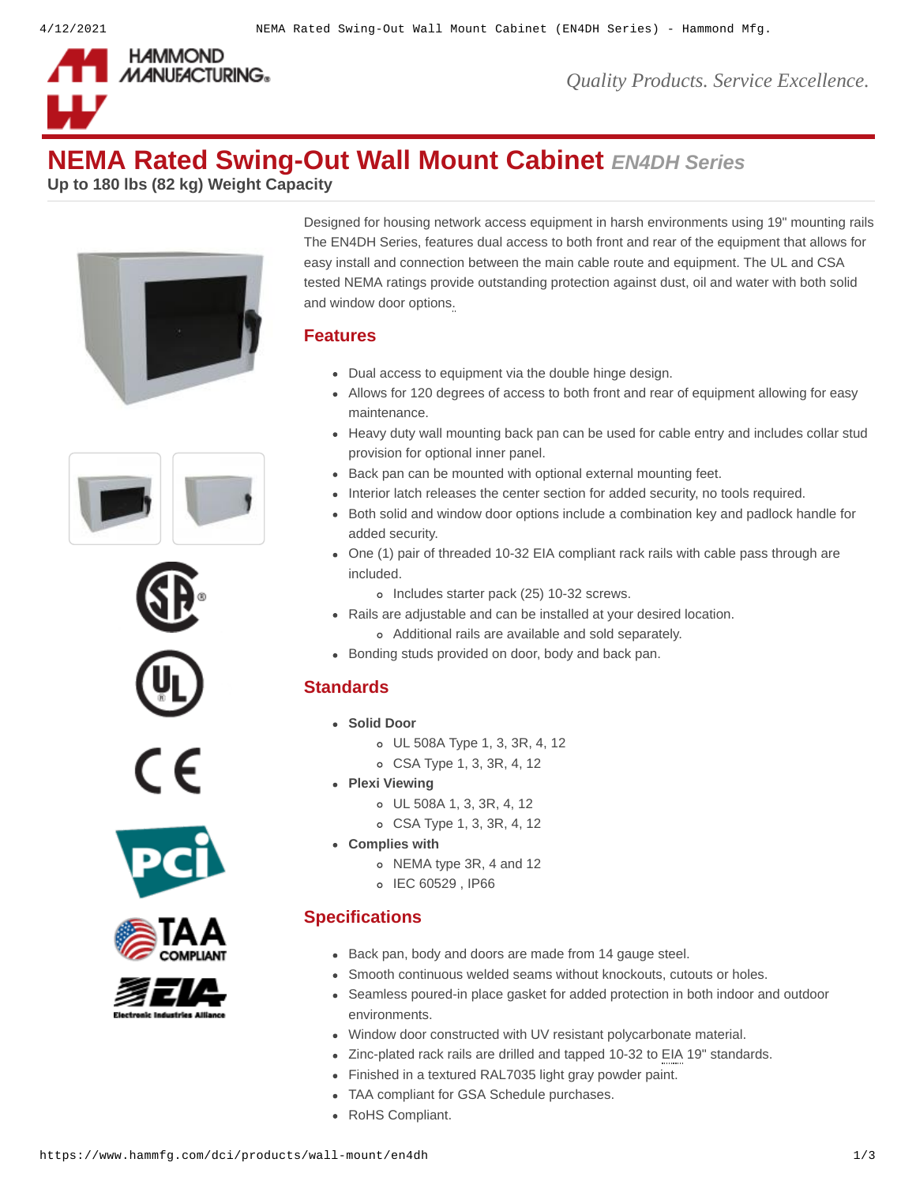# NEMA Rated Swing-Out Wall Mount Cabinet *EN4DH Series*

**Up to 180 lbs (82 kg) Weight Capacity**

Designed for housing network access equipment in harsh environments using 19" mounting rails The EN4DH Series, features dual access to both front and rear of the equipment that allows for easy install and connection between the main cable route and equipment. The UL and CSA tested NEMA ratings provide outstanding protection against dust, oil and water with both solid and window door options.

## Features

- Dual access to equipment via the double hinge design.
- Allows for 120 degrees of access to both front and rear of equipment allowing for easy maintenance.
- Heavy duty wall mounting back pan can be used for cable entry and includes collar stud provision for optional inner panel.
- Back pan can be mounted with optional external mounting feet.
- Interior latch releases the center section for added security, no tools required.
- Both solid and window door options include a combination key and padlock handle for added security.
- One (1) pair of threaded 10-32 EIA compliant rack rails with cable pass through are included.
  - Includes starter pack (25) 10-32 screws.
- Rails are adjustable and can be installed at your desired location.
  - Additional rails are available and sold separately.
- Bonding studs provided on door, body and back pan.

## Standards

- **Solid Door**
  - UL 508A Type 1, 3, 3R, 4, 12
  - CSA Type 1, 3, 3R, 4, 12
- **Plexi Viewing**
  - UL 508A 1, 3, 3R, 4, 12
  - CSA Type 1, 3, 3R, 4, 12
- **Complies with**
  - NEMA type 3R, 4 and 12
  - IEC 60529 , IP66

## Specifications

- Back pan, body and doors are made from 14 gauge steel.
- Smooth continuous welded seams without knockouts, cutouts or holes.
- Seamless poured-in place gasket for added protection in both indoor and outdoor environments.
- Window door constructed with UV resistant polycarbonate material.
- Zinc-plated rack rails are drilled and tapped 10-32 to EIA 19" standards.
- Finished in a textured RAL7035 light gray powder paint.
- TAA compliant for GSA Schedule purchases.
- RoHS Compliant.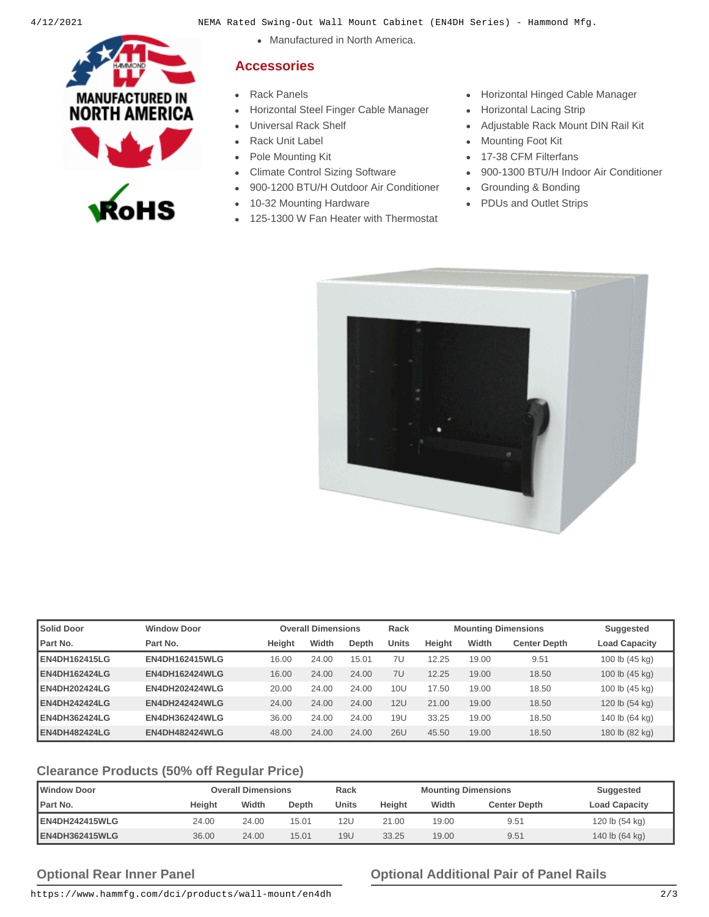- Manufactured in North America.

## Accessories

- Rack Panels
- Horizontal Steel Finger Cable Manager
- Universal Rack Shelf
- Rack Unit Label
- Pole Mounting Kit
- Climate Control Sizing Software
- 900-1200 BTU/H Outdoor Air Conditioner
- 10-32 Mounting Hardware
- 125-1300 W Fan Heater with Thermostat
- Horizontal Hinged Cable Manager
- Horizontal Lacing Strip
- Adjustable Rack Mount DIN Rail Kit
- Mounting Foot Kit
- 17-38 CFM Filterfans
- 900-1300 BTU/H Indoor Air Conditioner
- Grounding & Bonding
- PDUs and Outlet Strips

| Solid Door | Window Door | Overall Dimensions | | | Rack | Mounting Dimensions | | | Suggested |
|---|---|---|---|---|---|---|---|---|---|
| Part No. | Part No. | Height | Width | Depth | Units | Height | Width | Center Depth | Load Capacity |
| **EN4DH162415LG** | **EN4DH162415WLG** | 16.00 | 24.00 | 15.01 | 7U | 12.25 | 19.00 | 9.51 | 100 lb (45 kg) |
| **EN4DH162424LG** | **EN4DH162424WLG** | 16.00 | 24.00 | 24.00 | 7U | 12.25 | 19.00 | 18.50 | 100 lb (45 kg) |
| **EN4DH202424LG** | **EN4DH202424WLG** | 20.00 | 24.00 | 24.00 | 10U | 17.50 | 19.00 | 18.50 | 100 lb (45 kg) |
| **EN4DH242424LG** | **EN4DH242424WLG** | 24.00 | 24.00 | 24.00 | 12U | 21.00 | 19.00 | 18.50 | 120 lb (54 kg) |
| **EN4DH362424LG** | **EN4DH362424WLG** | 36.00 | 24.00 | 24.00 | 19U | 33.25 | 19.00 | 18.50 | 140 lb (64 kg) |
| **EN4DH482424LG** | **EN4DH482424WLG** | 48.00 | 24.00 | 24.00 | 26U | 45.50 | 19.00 | 18.50 | 180 lb (82 kg) |

## Clearance Products (50% off Regular Price)

| Window Door | Overall Dimensions | | | Rack | Mounting Dimensions | | | Suggested |
|---|---|---|---|---|---|---|---|---|
| Part No. | Height | Width | Depth | Units | Height | Width | Center Depth | Load Capacity |
| **EN4DH242415WLG** | 24.00 | 24.00 | 15.01 | 12U | 21.00 | 19.00 | 9.51 | 120 lb (54 kg) |
| **EN4DH362415WLG** | 36.00 | 24.00 | 15.01 | 19U | 33.25 | 19.00 | 9.51 | 140 lb (64 kg) |

## Optional Rear Inner Panel

## Optional Additional Pair of Panel Rails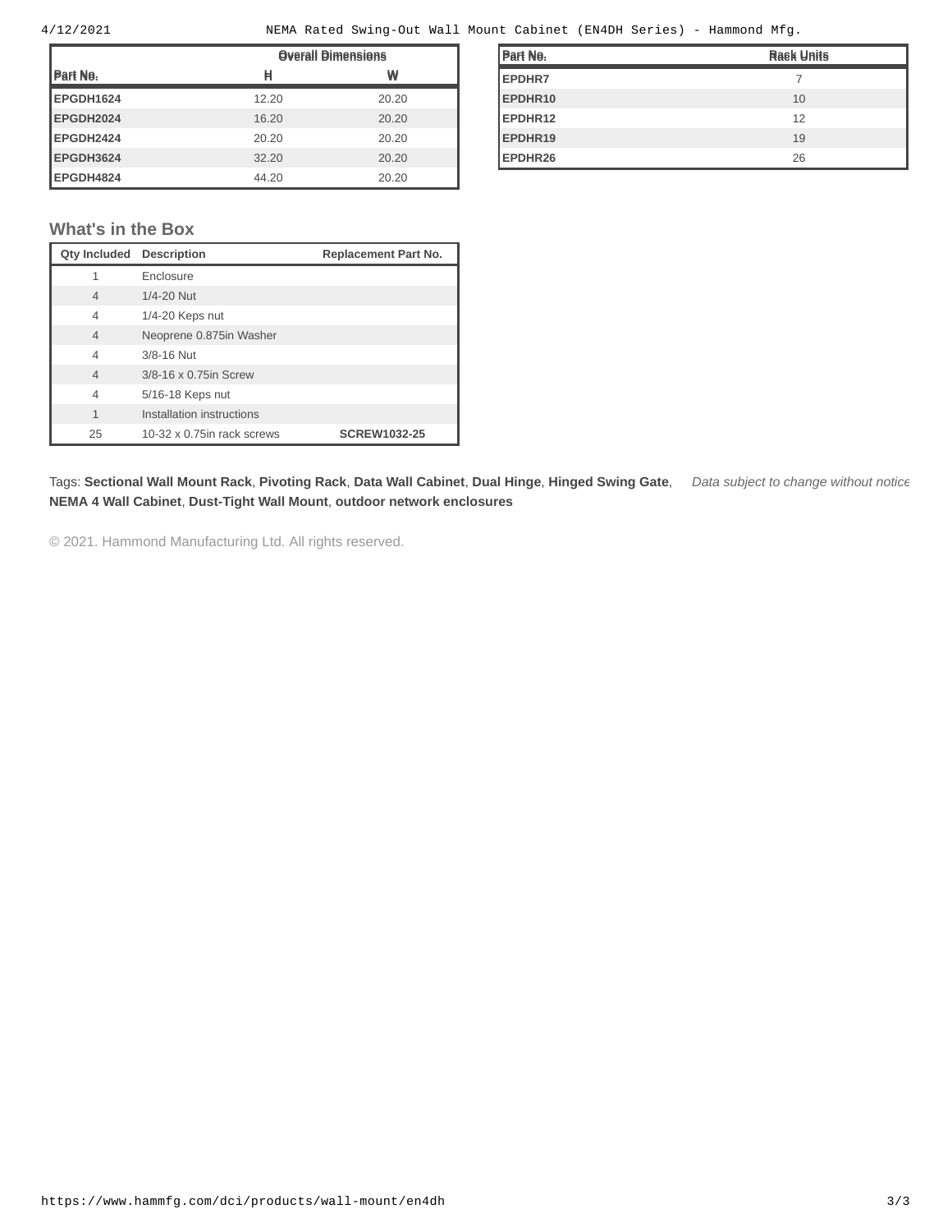| | Overall Dimensions | |
| --- | --- | --- |
| Part No. | H | W |
| EPGDH1624 | 12.20 | 20.20 |
| EPGDH2024 | 16.20 | 20.20 |
| EPGDH2424 | 20.20 | 20.20 |
| EPGDH3624 | 32.20 | 20.20 |
| EPGDH4824 | 44.20 | 20.20 |

| Part No. | Rack Units |
| --- | --- |
| EPDHR7 | 7 |
| EPDHR10 | 10 |
| EPDHR12 | 12 |
| EPDHR19 | 19 |
| EPDHR26 | 26 |

## What's in the Box

| Qty Included | Description | Replacement Part No. |
| --- | --- | --- |
| 1 | Enclosure | |
| 4 | 1/4-20 Nut | |
| 4 | 1/4-20 Keps nut | |
| 4 | Neoprene 0.875in Washer | |
| 4 | 3/8-16 Nut | |
| 4 | 3/8-16 x 0.75in Screw | |
| 4 | 5/16-18 Keps nut | |
| 1 | Installation instructions | |
| 25 | 10-32 x 0.75in rack screws | **SCREW1032-25** |

Tags: **Sectional Wall Mount Rack**, **Pivoting Rack**, **Data Wall Cabinet**, **Dual Hinge**, **Hinged Swing Gate**, **NEMA 4 Wall Cabinet**, **Dust-Tight Wall Mount**, **outdoor network enclosures**

*Data subject to change without notice*

© 2021. Hammond Manufacturing Ltd. All rights reserved.